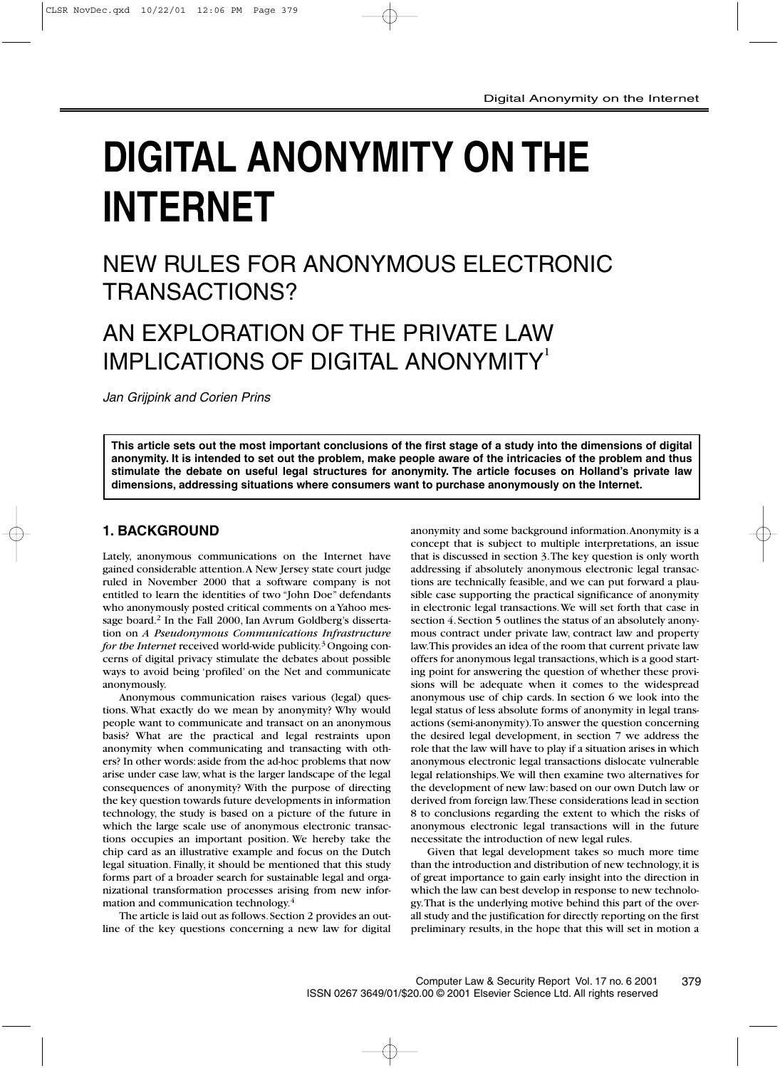# DIGITAL ANONYMITY ON THE INTERNET

## NEW RULES FOR ANONYMOUS ELECTRONIC TRANSACTIONS?

## AN EXPLORATION OF THE PRIVATE LAW IMPLICATIONS OF DIGITAL ANONYMITY[1]

*Jan Grijpink and Corien Prins*

**This article sets out the most important conclusions of the first stage of a study into the dimensions of digital anonymity. It is intended to set out the problem, make people aware of the intricacies of the problem and thus stimulate the debate on useful legal structures for anonymity. The article focuses on Holland's private law dimensions, addressing situations where consumers want to purchase anonymously on the Internet.**

### 1. BACKGROUND

Lately, anonymous communications on the Internet have gained considerable attention. A New Jersey state court judge ruled in November 2000 that a software company is not entitled to learn the identities of two "John Doe" defendants who anonymously posted critical comments on a Yahoo message board.[2] In the Fall 2000, Ian Avrum Goldberg's dissertation on *A Pseudonymous Communications Infrastructure for the Internet* received world-wide publicity.[3] Ongoing concerns of digital privacy stimulate the debates about possible ways to avoid being 'profiled' on the Net and communicate anonymously.

Anonymous communication raises various (legal) questions. What exactly do we mean by anonymity? Why would people want to communicate and transact on an anonymous basis? What are the practical and legal restraints upon anonymity when communicating and transacting with others? In other words: aside from the ad-hoc problems that now arise under case law, what is the larger landscape of the legal consequences of anonymity? With the purpose of directing the key question towards future developments in information technology, the study is based on a picture of the future in which the large scale use of anonymous electronic transactions occupies an important position. We hereby take the chip card as an illustrative example and focus on the Dutch legal situation. Finally, it should be mentioned that this study forms part of a broader search for sustainable legal and organizational transformation processes arising from new information and communication technology.[4]

The article is laid out as follows. Section 2 provides an outline of the key questions concerning a new law for digital anonymity and some background information. Anonymity is a concept that is subject to multiple interpretations, an issue that is discussed in section 3. The key question is only worth addressing if absolutely anonymous electronic legal transactions are technically feasible, and we can put forward a plausible case supporting the practical significance of anonymity in electronic legal transactions. We will set forth that case in section 4. Section 5 outlines the status of an absolutely anonymous contract under private law, contract law and property law. This provides an idea of the room that current private law offers for anonymous legal transactions, which is a good starting point for answering the question of whether these provisions will be adequate when it comes to the widespread anonymous use of chip cards. In section 6 we look into the legal status of less absolute forms of anonymity in legal transactions (semi-anonymity). To answer the question concerning the desired legal development, in section 7 we address the role that the law will have to play if a situation arises in which anonymous electronic legal transactions dislocate vulnerable legal relationships. We will then examine two alternatives for the development of new law: based on our own Dutch law or derived from foreign law. These considerations lead in section 8 to conclusions regarding the extent to which the risks of anonymous electronic legal transactions will in the future necessitate the introduction of new legal rules.

Given that legal development takes so much more time than the introduction and distribution of new technology, it is of great importance to gain early insight into the direction in which the law can best develop in response to new technology. That is the underlying motive behind this part of the overall study and the justification for directly reporting on the first preliminary results, in the hope that this will set in motion a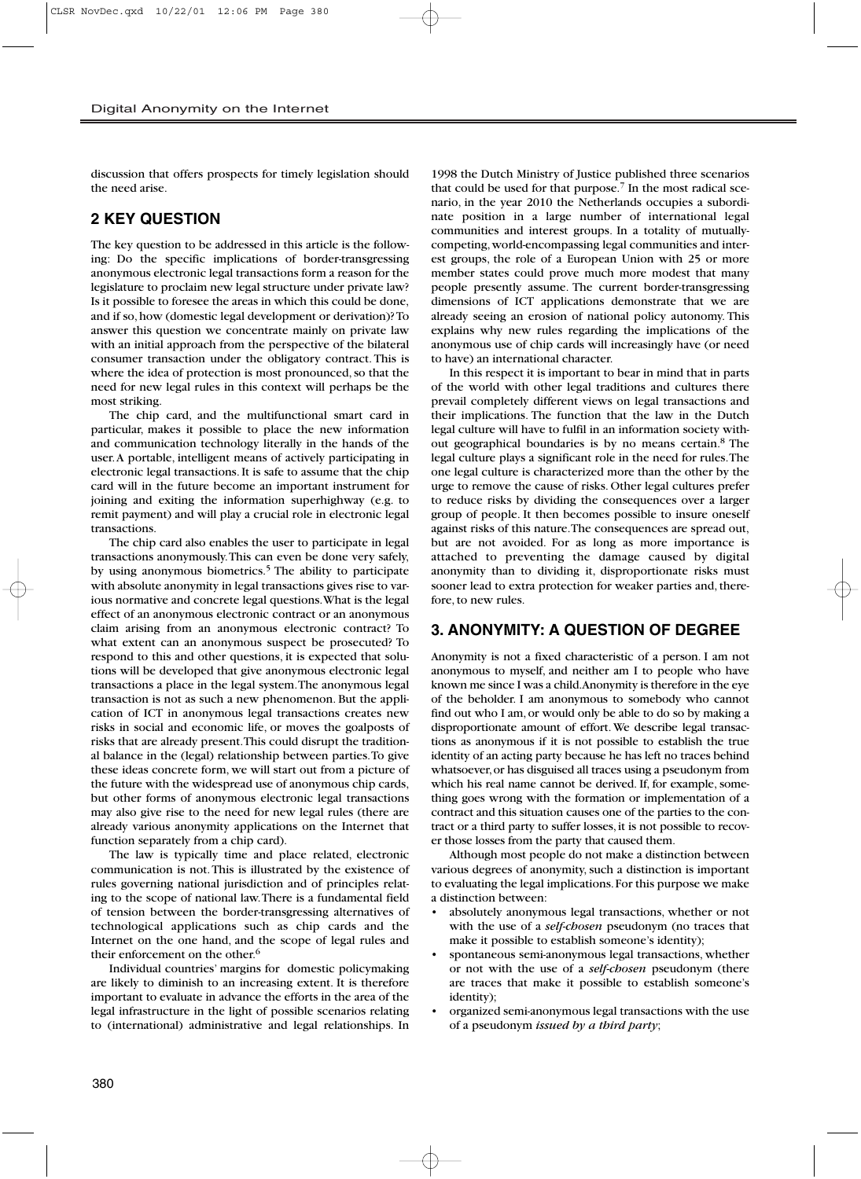discussion that offers prospects for timely legislation should the need arise.

## 2 KEY QUESTION

The key question to be addressed in this article is the following: Do the specific implications of border-transgressing anonymous electronic legal transactions form a reason for the legislature to proclaim new legal structure under private law? Is it possible to foresee the areas in which this could be done, and if so, how (domestic legal development or derivation)? To answer this question we concentrate mainly on private law with an initial approach from the perspective of the bilateral consumer transaction under the obligatory contract. This is where the idea of protection is most pronounced, so that the need for new legal rules in this context will perhaps be the most striking.

The chip card, and the multifunctional smart card in particular, makes it possible to place the new information and communication technology literally in the hands of the user. A portable, intelligent means of actively participating in electronic legal transactions. It is safe to assume that the chip card will in the future become an important instrument for joining and exiting the information superhighway (e.g. to remit payment) and will play a crucial role in electronic legal transactions.

The chip card also enables the user to participate in legal transactions anonymously. This can even be done very safely, by using anonymous biometrics.[5] The ability to participate with absolute anonymity in legal transactions gives rise to various normative and concrete legal questions. What is the legal effect of an anonymous electronic contract or an anonymous claim arising from an anonymous electronic contract? To what extent can an anonymous suspect be prosecuted? To respond to this and other questions, it is expected that solutions will be developed that give anonymous electronic legal transactions a place in the legal system. The anonymous legal transaction is not as such a new phenomenon. But the application of ICT in anonymous legal transactions creates new risks in social and economic life, or moves the goalposts of risks that are already present. This could disrupt the traditional balance in the (legal) relationship between parties. To give these ideas concrete form, we will start out from a picture of the future with the widespread use of anonymous chip cards, but other forms of anonymous electronic legal transactions may also give rise to the need for new legal rules (there are already various anonymity applications on the Internet that function separately from a chip card).

The law is typically time and place related, electronic communication is not. This is illustrated by the existence of rules governing national jurisdiction and of principles relating to the scope of national law. There is a fundamental field of tension between the border-transgressing alternatives of technological applications such as chip cards and the Internet on the one hand, and the scope of legal rules and their enforcement on the other.[6]

Individual countries' margins for domestic policymaking are likely to diminish to an increasing extent. It is therefore important to evaluate in advance the efforts in the area of the legal infrastructure in the light of possible scenarios relating to (international) administrative and legal relationships. In 1998 the Dutch Ministry of Justice published three scenarios that could be used for that purpose.[7] In the most radical scenario, in the year 2010 the Netherlands occupies a subordinate position in a large number of international legal communities and interest groups. In a totality of mutually-competing, world-encompassing legal communities and interest groups, the role of a European Union with 25 or more member states could prove much more modest that many people presently assume. The current border-transgressing dimensions of ICT applications demonstrate that we are already seeing an erosion of national policy autonomy. This explains why new rules regarding the implications of the anonymous use of chip cards will increasingly have (or need to have) an international character.

In this respect it is important to bear in mind that in parts of the world with other legal traditions and cultures there prevail completely different views on legal transactions and their implications. The function that the law in the Dutch legal culture will have to fulfil in an information society without geographical boundaries is by no means certain.[8] The legal culture plays a significant role in the need for rules. The one legal culture is characterized more than the other by the urge to remove the cause of risks. Other legal cultures prefer to reduce risks by dividing the consequences over a larger group of people. It then becomes possible to insure oneself against risks of this nature. The consequences are spread out, but are not avoided. For as long as more importance is attached to preventing the damage caused by digital anonymity than to dividing it, disproportionate risks must sooner lead to extra protection for weaker parties and, therefore, to new rules.

## 3. ANONYMITY: A QUESTION OF DEGREE

Anonymity is not a fixed characteristic of a person. I am not anonymous to myself, and neither am I to people who have known me since I was a child. Anonymity is therefore in the eye of the beholder. I am anonymous to somebody who cannot find out who I am, or would only be able to do so by making a disproportionate amount of effort. We describe legal transactions as anonymous if it is not possible to establish the true identity of an acting party because he has left no traces behind whatsoever, or has disguised all traces using a pseudonym from which his real name cannot be derived. If, for example, something goes wrong with the formation or implementation of a contract and this situation causes one of the parties to the contract or a third party to suffer losses, it is not possible to recover those losses from the party that caused them.

Although most people do not make a distinction between various degrees of anonymity, such a distinction is important to evaluating the legal implications. For this purpose we make a distinction between:

- absolutely anonymous legal transactions, whether or not with the use of a *self-chosen* pseudonym (no traces that make it possible to establish someone's identity);
- spontaneous semi-anonymous legal transactions, whether or not with the use of a *self-chosen* pseudonym (there are traces that make it possible to establish someone's identity);
- organized semi-anonymous legal transactions with the use of a pseudonym *issued by a third party*;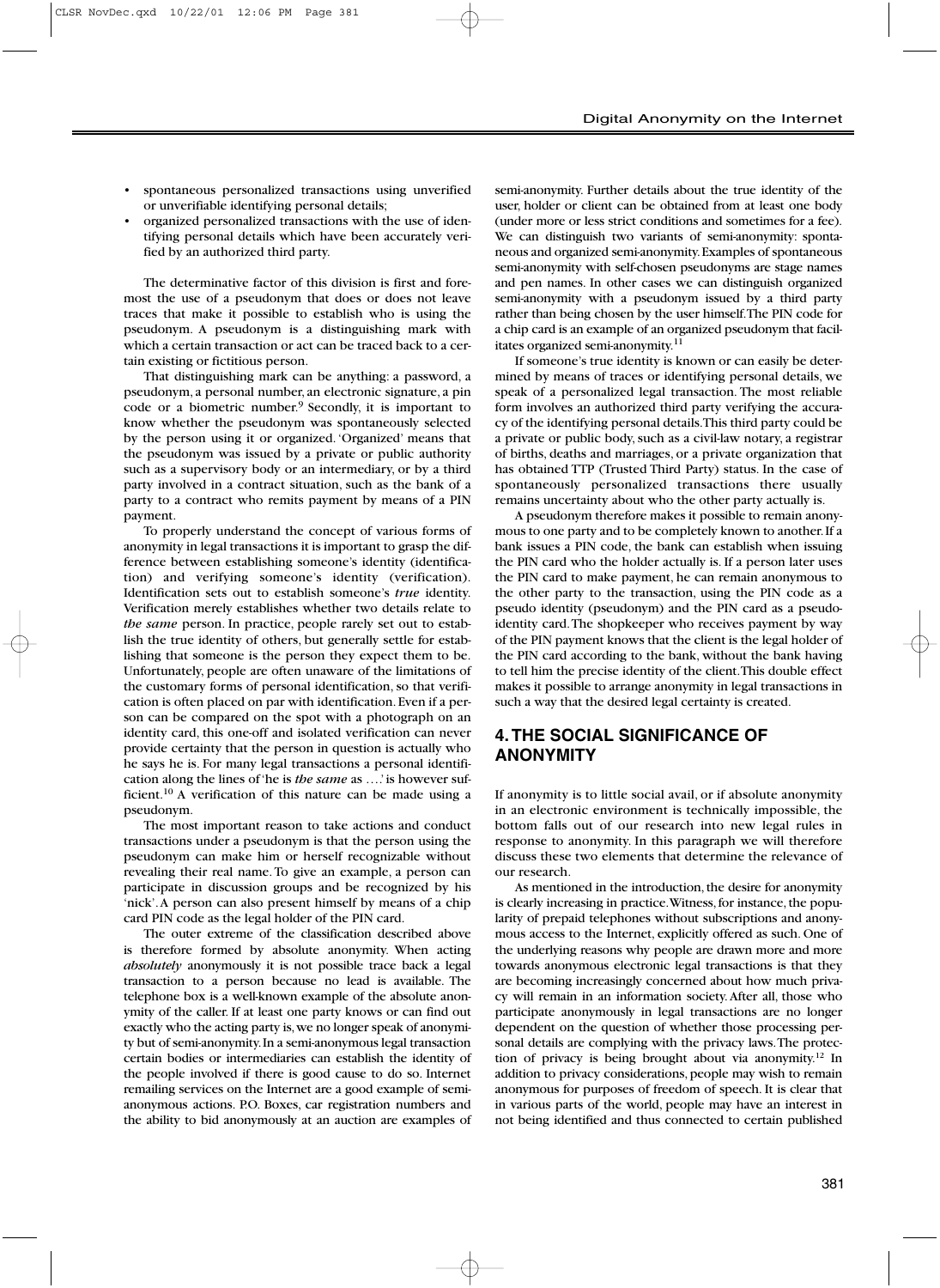- spontaneous personalized transactions using unverified or unverifiable identifying personal details;
- organized personalized transactions with the use of identifying personal details which have been accurately verified by an authorized third party.

The determinative factor of this division is first and foremost the use of a pseudonym that does or does not leave traces that make it possible to establish who is using the pseudonym. A pseudonym is a distinguishing mark with which a certain transaction or act can be traced back to a certain existing or fictitious person.

That distinguishing mark can be anything: a password, a pseudonym, a personal number, an electronic signature, a pin code or a biometric number.[9] Secondly, it is important to know whether the pseudonym was spontaneously selected by the person using it or organized. 'Organized' means that the pseudonym was issued by a private or public authority such as a supervisory body or an intermediary, or by a third party involved in a contract situation, such as the bank of a party to a contract who remits payment by means of a PIN payment.

To properly understand the concept of various forms of anonymity in legal transactions it is important to grasp the difference between establishing someone's identity (identification) and verifying someone's identity (verification). Identification sets out to establish someone's *true* identity. Verification merely establishes whether two details relate to *the same* person. In practice, people rarely set out to establish the true identity of others, but generally settle for establishing that someone is the person they expect them to be. Unfortunately, people are often unaware of the limitations of the customary forms of personal identification, so that verification is often placed on par with identification. Even if a person can be compared on the spot with a photograph on an identity card, this one-off and isolated verification can never provide certainty that the person in question is actually who he says he is. For many legal transactions a personal identification along the lines of 'he is *the same* as ….' is however sufficient.[10] A verification of this nature can be made using a pseudonym.

The most important reason to take actions and conduct transactions under a pseudonym is that the person using the pseudonym can make him or herself recognizable without revealing their real name. To give an example, a person can participate in discussion groups and be recognized by his 'nick'. A person can also present himself by means of a chip card PIN code as the legal holder of the PIN card.

The outer extreme of the classification described above is therefore formed by absolute anonymity. When acting *absolutely* anonymously it is not possible trace back a legal transaction to a person because no lead is available. The telephone box is a well-known example of the absolute anonymity of the caller. If at least one party knows or can find out exactly who the acting party is, we no longer speak of anonymity but of semi-anonymity. In a semi-anonymous legal transaction certain bodies or intermediaries can establish the identity of the people involved if there is good cause to do so. Internet remailing services on the Internet are a good example of semi-anonymous actions. P.O. Boxes, car registration numbers and the ability to bid anonymously at an auction are examples of semi-anonymity. Further details about the true identity of the user, holder or client can be obtained from at least one body (under more or less strict conditions and sometimes for a fee). We can distinguish two variants of semi-anonymity: spontaneous and organized semi-anonymity. Examples of spontaneous semi-anonymity with self-chosen pseudonyms are stage names and pen names. In other cases we can distinguish organized semi-anonymity with a pseudonym issued by a third party rather than being chosen by the user himself. The PIN code for a chip card is an example of an organized pseudonym that facilitates organized semi-anonymity.[11]

If someone's true identity is known or can easily be determined by means of traces or identifying personal details, we speak of a personalized legal transaction. The most reliable form involves an authorized third party verifying the accuracy of the identifying personal details. This third party could be a private or public body, such as a civil-law notary, a registrar of births, deaths and marriages, or a private organization that has obtained TTP (Trusted Third Party) status. In the case of spontaneously personalized transactions there usually remains uncertainty about who the other party actually is.

A pseudonym therefore makes it possible to remain anonymous to one party and to be completely known to another. If a bank issues a PIN code, the bank can establish when issuing the PIN card who the holder actually is. If a person later uses the PIN card to make payment, he can remain anonymous to the other party to the transaction, using the PIN code as a pseudo identity (pseudonym) and the PIN card as a pseudo-identity card. The shopkeeper who receives payment by way of the PIN payment knows that the client is the legal holder of the PIN card according to the bank, without the bank having to tell him the precise identity of the client. This double effect makes it possible to arrange anonymity in legal transactions in such a way that the desired legal certainty is created.

## 4. THE SOCIAL SIGNIFICANCE OF ANONYMITY

If anonymity is to little social avail, or if absolute anonymity in an electronic environment is technically impossible, the bottom falls out of our research into new legal rules in response to anonymity. In this paragraph we will therefore discuss these two elements that determine the relevance of our research.

As mentioned in the introduction, the desire for anonymity is clearly increasing in practice. Witness, for instance, the popularity of prepaid telephones without subscriptions and anonymous access to the Internet, explicitly offered as such. One of the underlying reasons why people are drawn more and more towards anonymous electronic legal transactions is that they are becoming increasingly concerned about how much privacy will remain in an information society. After all, those who participate anonymously in legal transactions are no longer dependent on the question of whether those processing personal details are complying with the privacy laws. The protection of privacy is being brought about via anonymity.[12] In addition to privacy considerations, people may wish to remain anonymous for purposes of freedom of speech. It is clear that in various parts of the world, people may have an interest in not being identified and thus connected to certain published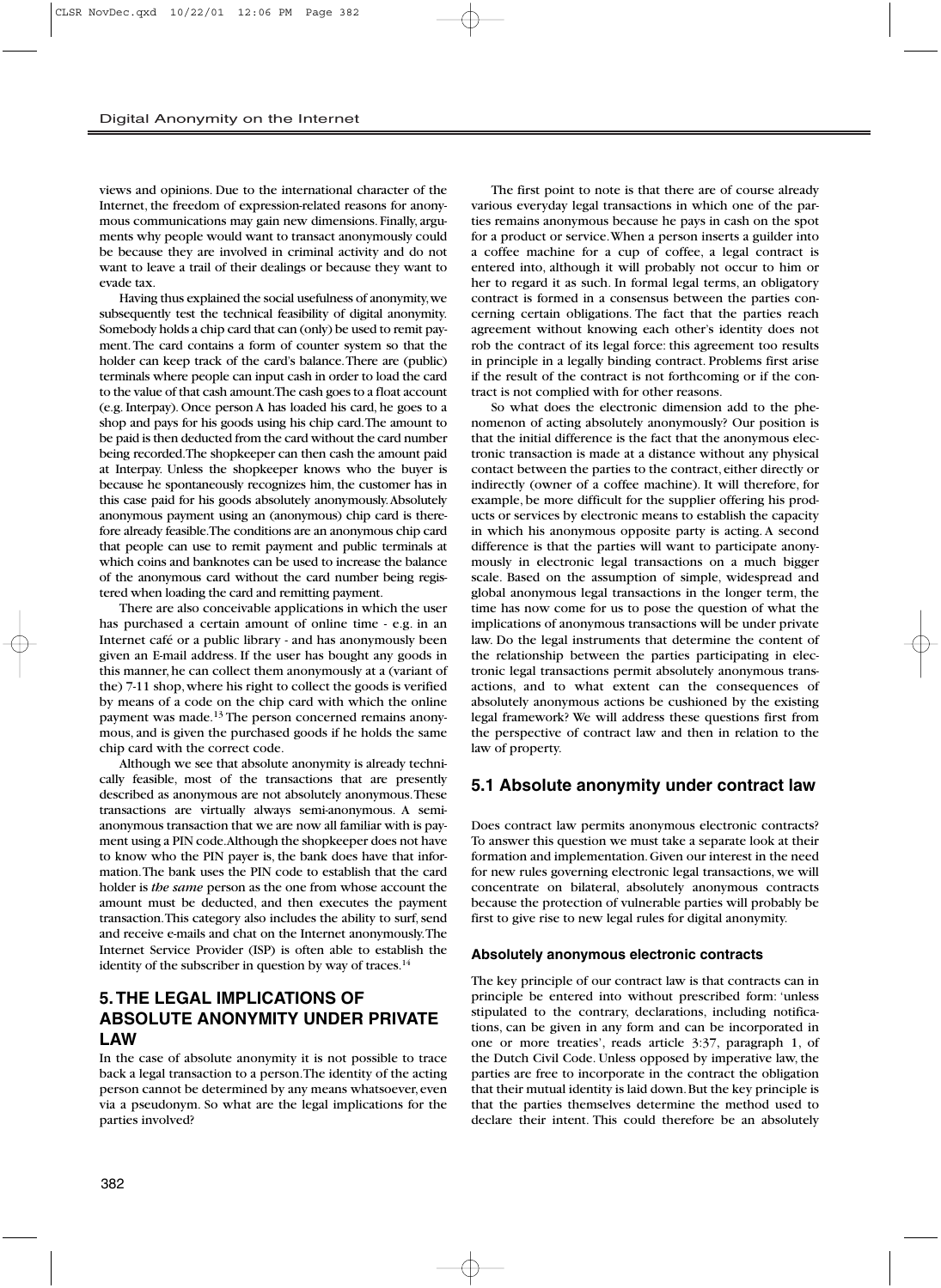views and opinions. Due to the international character of the Internet, the freedom of expression-related reasons for anonymous communications may gain new dimensions. Finally, arguments why people would want to transact anonymously could be because they are involved in criminal activity and do not want to leave a trail of their dealings or because they want to evade tax.

Having thus explained the social usefulness of anonymity, we subsequently test the technical feasibility of digital anonymity. Somebody holds a chip card that can (only) be used to remit payment. The card contains a form of counter system so that the holder can keep track of the card's balance. There are (public) terminals where people can input cash in order to load the card to the value of that cash amount. The cash goes to a float account (e.g. Interpay). Once person A has loaded his card, he goes to a shop and pays for his goods using his chip card. The amount to be paid is then deducted from the card without the card number being recorded. The shopkeeper can then cash the amount paid at Interpay. Unless the shopkeeper knows who the buyer is because he spontaneously recognizes him, the customer has in this case paid for his goods absolutely anonymously. Absolutely anonymous payment using an (anonymous) chip card is therefore already feasible. The conditions are an anonymous chip card that people can use to remit payment and public terminals at which coins and banknotes can be used to increase the balance of the anonymous card without the card number being registered when loading the card and remitting payment.

There are also conceivable applications in which the user has purchased a certain amount of online time - e.g. in an Internet café or a public library - and has anonymously been given an E-mail address. If the user has bought any goods in this manner, he can collect them anonymously at a (variant of the) 7-11 shop, where his right to collect the goods is verified by means of a code on the chip card with which the online payment was made.[13] The person concerned remains anonymous, and is given the purchased goods if he holds the same chip card with the correct code.

Although we see that absolute anonymity is already technically feasible, most of the transactions that are presently described as anonymous are not absolutely anonymous. These transactions are virtually always semi-anonymous. A semi-anonymous transaction that we are now all familiar with is payment using a PIN code. Although the shopkeeper does not have to know who the PIN payer is, the bank does have that information. The bank uses the PIN code to establish that the card holder is *the same* person as the one from whose account the amount must be deducted, and then executes the payment transaction. This category also includes the ability to surf, send and receive e-mails and chat on the Internet anonymously. The Internet Service Provider (ISP) is often able to establish the identity of the subscriber in question by way of traces.[14]

## 5. THE LEGAL IMPLICATIONS OF ABSOLUTE ANONYMITY UNDER PRIVATE LAW

In the case of absolute anonymity it is not possible to trace back a legal transaction to a person. The identity of the acting person cannot be determined by any means whatsoever, even via a pseudonym. So what are the legal implications for the parties involved?

The first point to note is that there are of course already various everyday legal transactions in which one of the parties remains anonymous because he pays in cash on the spot for a product or service. When a person inserts a guilder into a coffee machine for a cup of coffee, a legal contract is entered into, although it will probably not occur to him or her to regard it as such. In formal legal terms, an obligatory contract is formed in a consensus between the parties concerning certain obligations. The fact that the parties reach agreement without knowing each other's identity does not rob the contract of its legal force: this agreement too results in principle in a legally binding contract. Problems first arise if the result of the contract is not forthcoming or if the contract is not complied with for other reasons.

So what does the electronic dimension add to the phenomenon of acting absolutely anonymously? Our position is that the initial difference is the fact that the anonymous electronic transaction is made at a distance without any physical contact between the parties to the contract, either directly or indirectly (owner of a coffee machine). It will therefore, for example, be more difficult for the supplier offering his products or services by electronic means to establish the capacity in which his anonymous opposite party is acting. A second difference is that the parties will want to participate anonymously in electronic legal transactions on a much bigger scale. Based on the assumption of simple, widespread and global anonymous legal transactions in the longer term, the time has now come for us to pose the question of what the implications of anonymous transactions will be under private law. Do the legal instruments that determine the content of the relationship between the parties participating in electronic legal transactions permit absolutely anonymous transactions, and to what extent can the consequences of absolutely anonymous actions be cushioned by the existing legal framework? We will address these questions first from the perspective of contract law and then in relation to the law of property.

### 5.1 Absolute anonymity under contract law

Does contract law permits anonymous electronic contracts? To answer this question we must take a separate look at their formation and implementation. Given our interest in the need for new rules governing electronic legal transactions, we will concentrate on bilateral, absolutely anonymous contracts because the protection of vulnerable parties will probably be first to give rise to new legal rules for digital anonymity.

#### Absolutely anonymous electronic contracts

The key principle of our contract law is that contracts can in principle be entered into without prescribed form: 'unless stipulated to the contrary, declarations, including notifications, can be given in any form and can be incorporated in one or more treaties', reads article 3:37, paragraph 1, of the Dutch Civil Code. Unless opposed by imperative law, the parties are free to incorporate in the contract the obligation that their mutual identity is laid down. But the key principle is that the parties themselves determine the method used to declare their intent. This could therefore be an absolutely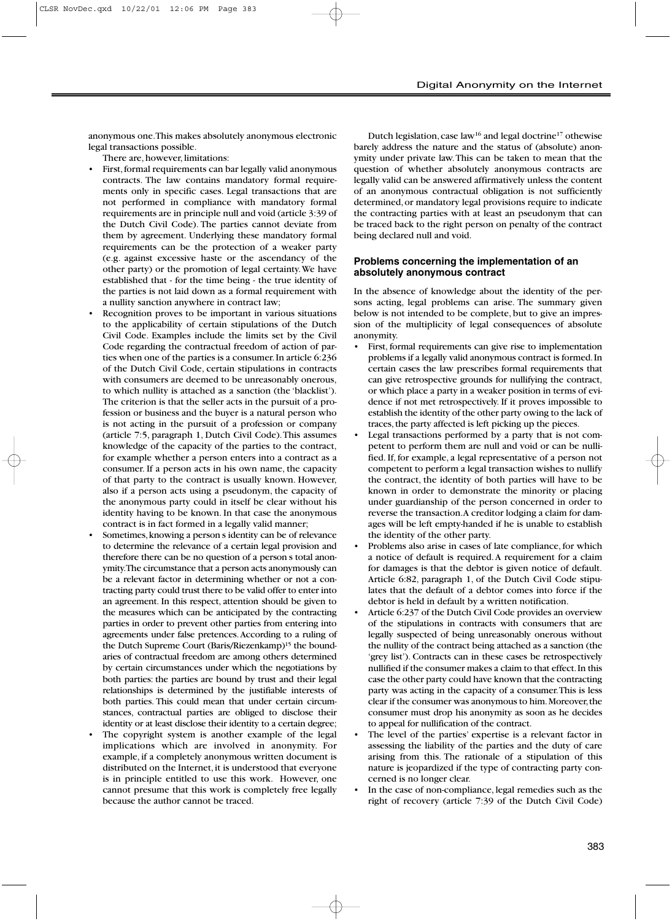anonymous one. This makes absolutely anonymous electronic legal transactions possible.

There are, however, limitations:

- First, formal requirements can bar legally valid anonymous contracts. The law contains mandatory formal requirements only in specific cases. Legal transactions that are not performed in compliance with mandatory formal requirements are in principle null and void (article 3:39 of the Dutch Civil Code). The parties cannot deviate from them by agreement. Underlying these mandatory formal requirements can be the protection of a weaker party (e.g. against excessive haste or the ascendancy of the other party) or the promotion of legal certainty. We have established that - for the time being - the true identity of the parties is not laid down as a formal requirement with a nullity sanction anywhere in contract law;
- Recognition proves to be important in various situations to the applicability of certain stipulations of the Dutch Civil Code. Examples include the limits set by the Civil Code regarding the contractual freedom of action of parties when one of the parties is a consumer. In article 6:236 of the Dutch Civil Code, certain stipulations in contracts with consumers are deemed to be unreasonably onerous, to which nullity is attached as a sanction (the 'blacklist'). The criterion is that the seller acts in the pursuit of a profession or business and the buyer is a natural person who is not acting in the pursuit of a profession or company (article 7:5, paragraph 1, Dutch Civil Code). This assumes knowledge of the capacity of the parties to the contract, for example whether a person enters into a contract as a consumer. If a person acts in his own name, the capacity of that party to the contract is usually known. However, also if a person acts using a pseudonym, the capacity of the anonymous party could in itself be clear without his identity having to be known. In that case the anonymous contract is in fact formed in a legally valid manner;
- Sometimes, knowing a person s identity can be of relevance to determine the relevance of a certain legal provision and therefore there can be no question of a person s total anonymity. The circumstance that a person acts anonymously can be a relevant factor in determining whether or not a contracting party could trust there to be valid offer to enter into an agreement. In this respect, attention should be given to the measures which can be anticipated by the contracting parties in order to prevent other parties from entering into agreements under false pretences. According to a ruling of the Dutch Supreme Court (Baris/Riezenkamp)[15] the boundaries of contractual freedom are among others determined by certain circumstances under which the negotiations by both parties: the parties are bound by trust and their legal relationships is determined by the justifiable interests of both parties. This could mean that under certain circumstances, contractual parties are obliged to disclose their identity or at least disclose their identity to a certain degree;
- The copyright system is another example of the legal implications which are involved in anonymity. For example, if a completely anonymous written document is distributed on the Internet, it is understood that everyone is in principle entitled to use this work. However, one cannot presume that this work is completely free legally because the author cannot be traced.

Dutch legislation, case law[16] and legal doctrine[17] othewise barely address the nature and the status of (absolute) anonymity under private law. This can be taken to mean that the question of whether absolutely anonymous contracts are legally valid can be answered affirmatively unless the content of an anonymous contractual obligation is not sufficiently determined, or mandatory legal provisions require to indicate the contracting parties with at least an pseudonym that can be traced back to the right person on penalty of the contract being declared null and void.

### Problems concerning the implementation of an absolutely anonymous contract

In the absence of knowledge about the identity of the persons acting, legal problems can arise. The summary given below is not intended to be complete, but to give an impression of the multiplicity of legal consequences of absolute anonymity.

- First, formal requirements can give rise to implementation problems if a legally valid anonymous contract is formed. In certain cases the law prescribes formal requirements that can give retrospective grounds for nullifying the contract, or which place a party in a weaker position in terms of evidence if not met retrospectively. If it proves impossible to establish the identity of the other party owing to the lack of traces, the party affected is left picking up the pieces.
- Legal transactions performed by a party that is not competent to perform them are null and void or can be nullified. If, for example, a legal representative of a person not competent to perform a legal transaction wishes to nullify the contract, the identity of both parties will have to be known in order to demonstrate the minority or placing under guardianship of the person concerned in order to reverse the transaction. A creditor lodging a claim for damages will be left empty-handed if he is unable to establish the identity of the other party.
- Problems also arise in cases of late compliance, for which a notice of default is required. A requirement for a claim for damages is that the debtor is given notice of default. Article 6:82, paragraph 1, of the Dutch Civil Code stipulates that the default of a debtor comes into force if the debtor is held in default by a written notification.
- Article 6:237 of the Dutch Civil Code provides an overview of the stipulations in contracts with consumers that are legally suspected of being unreasonably onerous without the nullity of the contract being attached as a sanction (the 'grey list'). Contracts can in these cases be retrospectively nullified if the consumer makes a claim to that effect. In this case the other party could have known that the contracting party was acting in the capacity of a consumer. This is less clear if the consumer was anonymous to him. Moreover, the consumer must drop his anonymity as soon as he decides to appeal for nullification of the contract.
- The level of the parties' expertise is a relevant factor in assessing the liability of the parties and the duty of care arising from this. The rationale of a stipulation of this nature is jeopardized if the type of contracting party concerned is no longer clear.
- In the case of non-compliance, legal remedies such as the right of recovery (article 7:39 of the Dutch Civil Code)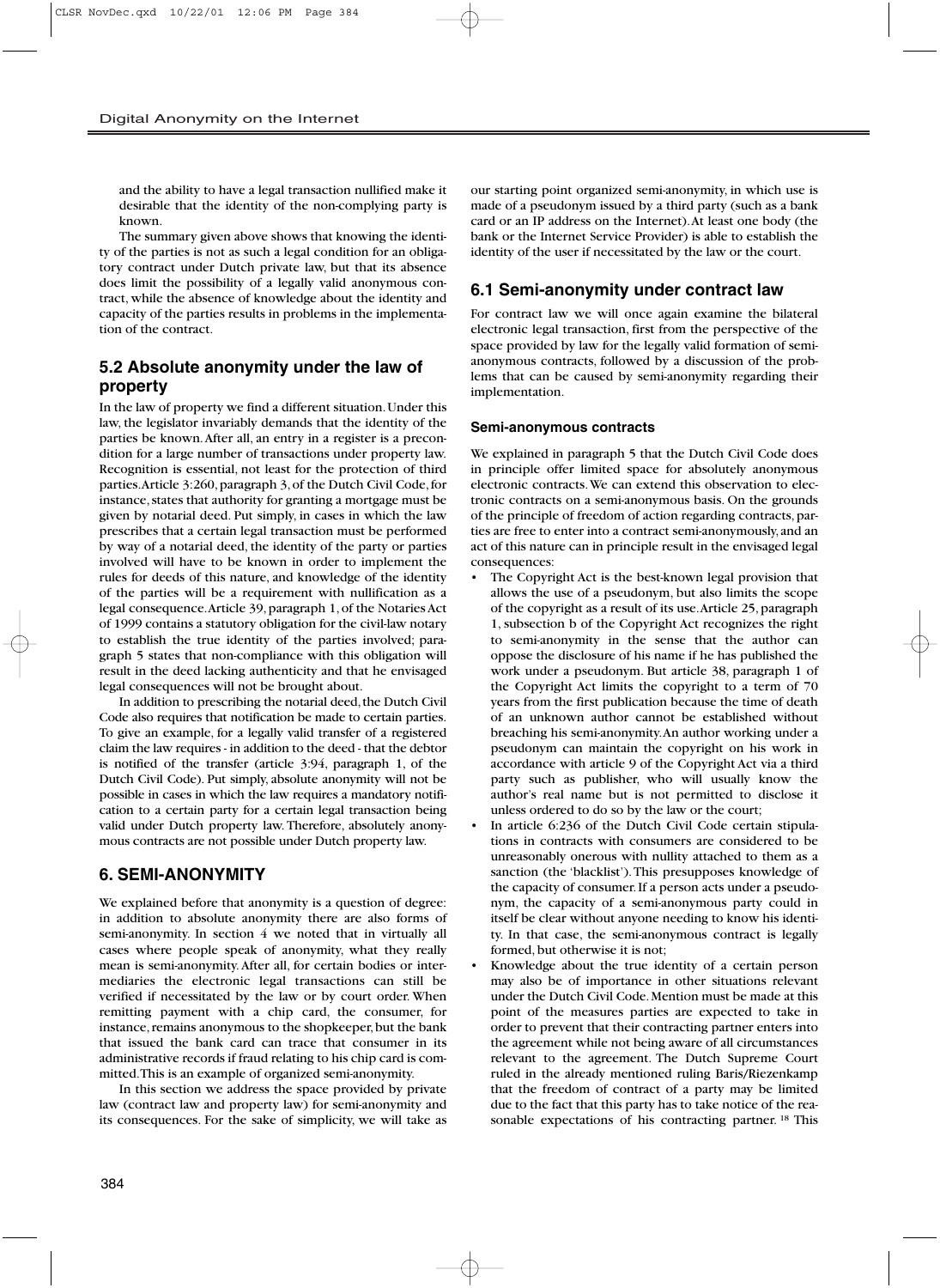and the ability to have a legal transaction nullified make it desirable that the identity of the non-complying party is known.

The summary given above shows that knowing the identity of the parties is not as such a legal condition for an obligatory contract under Dutch private law, but that its absence does limit the possibility of a legally valid anonymous contract, while the absence of knowledge about the identity and capacity of the parties results in problems in the implementation of the contract.

## 5.2 Absolute anonymity under the law of property

In the law of property we find a different situation. Under this law, the legislator invariably demands that the identity of the parties be known. After all, an entry in a register is a precondition for a large number of transactions under property law. Recognition is essential, not least for the protection of third parties. Article 3:260, paragraph 3, of the Dutch Civil Code, for instance, states that authority for granting a mortgage must be given by notarial deed. Put simply, in cases in which the law prescribes that a certain legal transaction must be performed by way of a notarial deed, the identity of the party or parties involved will have to be known in order to implement the rules for deeds of this nature, and knowledge of the identity of the parties will be a requirement with nullification as a legal consequence. Article 39, paragraph 1, of the Notaries Act of 1999 contains a statutory obligation for the civil-law notary to establish the true identity of the parties involved; paragraph 5 states that non-compliance with this obligation will result in the deed lacking authenticity and that he envisaged legal consequences will not be brought about.

In addition to prescribing the notarial deed, the Dutch Civil Code also requires that notification be made to certain parties. To give an example, for a legally valid transfer of a registered claim the law requires - in addition to the deed - that the debtor is notified of the transfer (article 3:94, paragraph 1, of the Dutch Civil Code). Put simply, absolute anonymity will not be possible in cases in which the law requires a mandatory notification to a certain party for a certain legal transaction being valid under Dutch property law. Therefore, absolutely anonymous contracts are not possible under Dutch property law.

## 6. SEMI-ANONYMITY

We explained before that anonymity is a question of degree: in addition to absolute anonymity there are also forms of semi-anonymity. In section 4 we noted that in virtually all cases where people speak of anonymity, what they really mean is semi-anonymity. After all, for certain bodies or intermediaries the electronic legal transactions can still be verified if necessitated by the law or by court order. When remitting payment with a chip card, the consumer, for instance, remains anonymous to the shopkeeper, but the bank that issued the bank card can trace that consumer in its administrative records if fraud relating to his chip card is committed. This is an example of organized semi-anonymity.

In this section we address the space provided by private law (contract law and property law) for semi-anonymity and its consequences. For the sake of simplicity, we will take as our starting point organized semi-anonymity, in which use is made of a pseudonym issued by a third party (such as a bank card or an IP address on the Internet). At least one body (the bank or the Internet Service Provider) is able to establish the identity of the user if necessitated by the law or the court.

## 6.1 Semi-anonymity under contract law

For contract law we will once again examine the bilateral electronic legal transaction, first from the perspective of the space provided by law for the legally valid formation of semi-anonymous contracts, followed by a discussion of the problems that can be caused by semi-anonymity regarding their implementation.

### Semi-anonymous contracts

We explained in paragraph 5 that the Dutch Civil Code does in principle offer limited space for absolutely anonymous electronic contracts. We can extend this observation to electronic contracts on a semi-anonymous basis. On the grounds of the principle of freedom of action regarding contracts, parties are free to enter into a contract semi-anonymously, and an act of this nature can in principle result in the envisaged legal consequences:

- The Copyright Act is the best-known legal provision that allows the use of a pseudonym, but also limits the scope of the copyright as a result of its use. Article 25, paragraph 1, subsection b of the Copyright Act recognizes the right to semi-anonymity in the sense that the author can oppose the disclosure of his name if he has published the work under a pseudonym. But article 38, paragraph 1 of the Copyright Act limits the copyright to a term of 70 years from the first publication because the time of death of an unknown author cannot be established without breaching his semi-anonymity. An author working under a pseudonym can maintain the copyright on his work in accordance with article 9 of the Copyright Act via a third party such as publisher, who will usually know the author's real name but is not permitted to disclose it unless ordered to do so by the law or the court;
- In article 6:236 of the Dutch Civil Code certain stipulations in contracts with consumers are considered to be unreasonably onerous with nullity attached to them as a sanction (the 'blacklist'). This presupposes knowledge of the capacity of consumer. If a person acts under a pseudonym, the capacity of a semi-anonymous party could in itself be clear without anyone needing to know his identity. In that case, the semi-anonymous contract is legally formed, but otherwise it is not;
- Knowledge about the true identity of a certain person may also be of importance in other situations relevant under the Dutch Civil Code. Mention must be made at this point of the measures parties are expected to take in order to prevent that their contracting partner enters into the agreement while not being aware of all circumstances relevant to the agreement. The Dutch Supreme Court ruled in the already mentioned ruling Baris/Riezenkamp that the freedom of contract of a party may be limited due to the fact that this party has to take notice of the reasonable expectations of his contracting partner. [18] This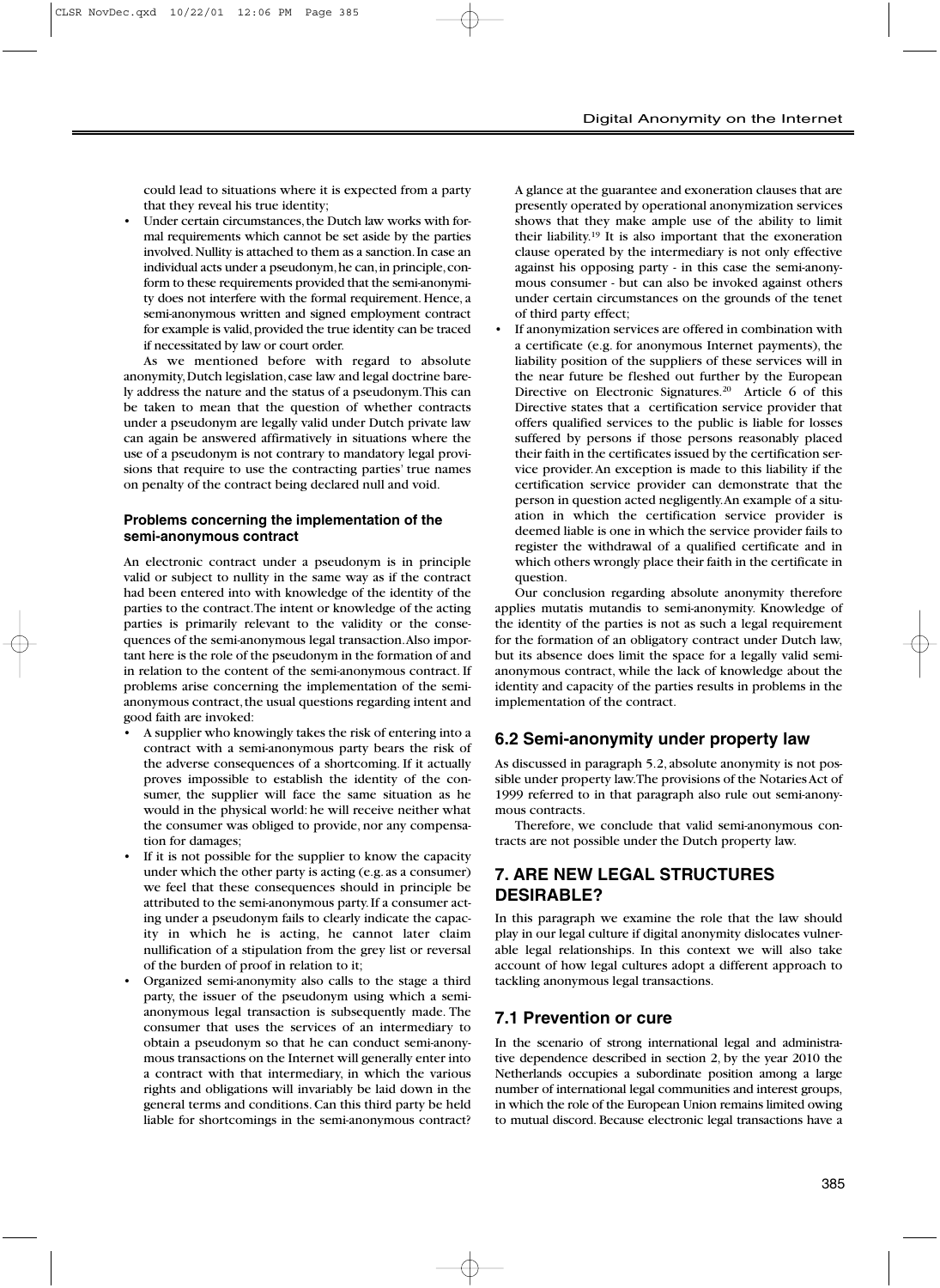could lead to situations where it is expected from a party that they reveal his true identity;

- Under certain circumstances, the Dutch law works with formal requirements which cannot be set aside by the parties involved. Nullity is attached to them as a sanction. In case an individual acts under a pseudonym, he can, in principle, conform to these requirements provided that the semi-anonymity does not interfere with the formal requirement. Hence, a semi-anonymous written and signed employment contract for example is valid, provided the true identity can be traced if necessitated by law or court order.

As we mentioned before with regard to absolute anonymity, Dutch legislation, case law and legal doctrine barely address the nature and the status of a pseudonym. This can be taken to mean that the question of whether contracts under a pseudonym are legally valid under Dutch private law can again be answered affirmatively in situations where the use of a pseudonym is not contrary to mandatory legal provisions that require to use the contracting parties' true names on penalty of the contract being declared null and void.

### Problems concerning the implementation of the semi-anonymous contract

An electronic contract under a pseudonym is in principle valid or subject to nullity in the same way as if the contract had been entered into with knowledge of the identity of the parties to the contract. The intent or knowledge of the acting parties is primarily relevant to the validity or the consequences of the semi-anonymous legal transaction. Also important here is the role of the pseudonym in the formation of and in relation to the content of the semi-anonymous contract. If problems arise concerning the implementation of the semi-anonymous contract, the usual questions regarding intent and good faith are invoked:

- A supplier who knowingly takes the risk of entering into a contract with a semi-anonymous party bears the risk of the adverse consequences of a shortcoming. If it actually proves impossible to establish the identity of the consumer, the supplier will face the same situation as he would in the physical world: he will receive neither what the consumer was obliged to provide, nor any compensation for damages;
- If it is not possible for the supplier to know the capacity under which the other party is acting (e.g. as a consumer) we feel that these consequences should in principle be attributed to the semi-anonymous party. If a consumer acting under a pseudonym fails to clearly indicate the capacity in which he is acting, he cannot later claim nullification of a stipulation from the grey list or reversal of the burden of proof in relation to it;
- Organized semi-anonymity also calls to the stage a third party, the issuer of the pseudonym using which a semi-anonymous legal transaction is subsequently made. The consumer that uses the services of an intermediary to obtain a pseudonym so that he can conduct semi-anonymous transactions on the Internet will generally enter into a contract with that intermediary, in which the various rights and obligations will invariably be laid down in the general terms and conditions. Can this third party be held liable for shortcomings in the semi-anonymous contract? A glance at the guarantee and exoneration clauses that are presently operated by operational anonymization services shows that they make ample use of the ability to limit their liability.[19] It is also important that the exoneration clause operated by the intermediary is not only effective against his opposing party - in this case the semi-anonymous consumer - but can also be invoked against others under certain circumstances on the grounds of the tenet of third party effect;
- If anonymization services are offered in combination with a certificate (e.g. for anonymous Internet payments), the liability position of the suppliers of these services will in the near future be fleshed out further by the European Directive on Electronic Signatures.[20] Article 6 of this Directive states that a certification service provider that offers qualified services to the public is liable for losses suffered by persons if those persons reasonably placed their faith in the certificates issued by the certification service provider. An exception is made to this liability if the certification service provider can demonstrate that the person in question acted negligently. An example of a situation in which the certification service provider is deemed liable is one in which the service provider fails to register the withdrawal of a qualified certificate and in which others wrongly place their faith in the certificate in question.

Our conclusion regarding absolute anonymity therefore applies mutatis mutandis to semi-anonymity. Knowledge of the identity of the parties is not as such a legal requirement for the formation of an obligatory contract under Dutch law, but its absence does limit the space for a legally valid semi-anonymous contract, while the lack of knowledge about the identity and capacity of the parties results in problems in the implementation of the contract.

## 6.2 Semi-anonymity under property law

As discussed in paragraph 5.2, absolute anonymity is not possible under property law. The provisions of the Notaries Act of 1999 referred to in that paragraph also rule out semi-anonymous contracts.

Therefore, we conclude that valid semi-anonymous contracts are not possible under the Dutch property law.

# 7. ARE NEW LEGAL STRUCTURES DESIRABLE?

In this paragraph we examine the role that the law should play in our legal culture if digital anonymity dislocates vulnerable legal relationships. In this context we will also take account of how legal cultures adopt a different approach to tackling anonymous legal transactions.

## 7.1 Prevention or cure

In the scenario of strong international legal and administrative dependence described in section 2, by the year 2010 the Netherlands occupies a subordinate position among a large number of international legal communities and interest groups, in which the role of the European Union remains limited owing to mutual discord. Because electronic legal transactions have a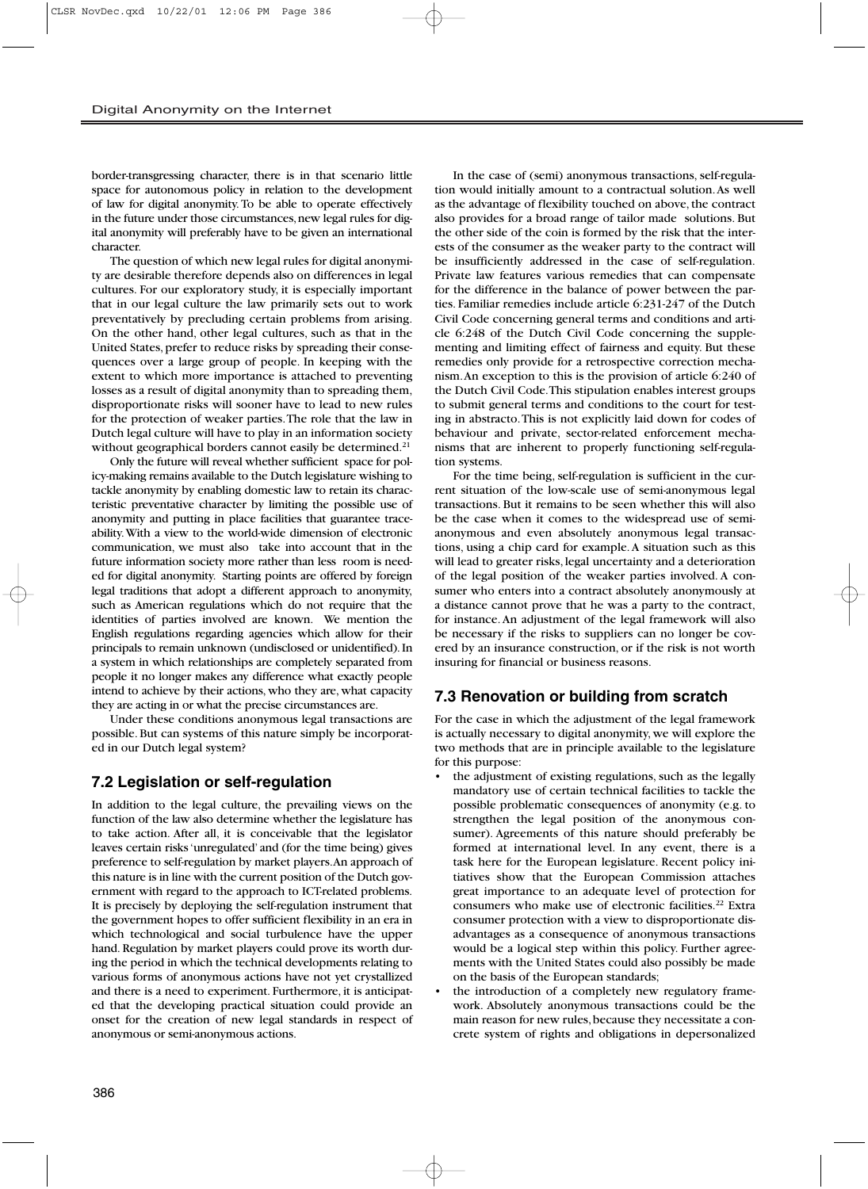border-transgressing character, there is in that scenario little space for autonomous policy in relation to the development of law for digital anonymity. To be able to operate effectively in the future under those circumstances, new legal rules for digital anonymity will preferably have to be given an international character.

The question of which new legal rules for digital anonymity are desirable therefore depends also on differences in legal cultures. For our exploratory study, it is especially important that in our legal culture the law primarily sets out to work preventatively by precluding certain problems from arising. On the other hand, other legal cultures, such as that in the United States, prefer to reduce risks by spreading their consequences over a large group of people. In keeping with the extent to which more importance is attached to preventing losses as a result of digital anonymity than to spreading them, disproportionate risks will sooner have to lead to new rules for the protection of weaker parties. The role that the law in Dutch legal culture will have to play in an information society without geographical borders cannot easily be determined.[21]

Only the future will reveal whether sufficient space for policy-making remains available to the Dutch legislature wishing to tackle anonymity by enabling domestic law to retain its characteristic preventative character by limiting the possible use of anonymity and putting in place facilities that guarantee traceability. With a view to the world-wide dimension of electronic communication, we must also take into account that in the future information society more rather than less room is needed for digital anonymity. Starting points are offered by foreign legal traditions that adopt a different approach to anonymity, such as American regulations which do not require that the identities of parties involved are known. We mention the English regulations regarding agencies which allow for their principals to remain unknown (undisclosed or unidentified). In a system in which relationships are completely separated from people it no longer makes any difference what exactly people intend to achieve by their actions, who they are, what capacity they are acting in or what the precise circumstances are.

Under these conditions anonymous legal transactions are possible. But can systems of this nature simply be incorporated in our Dutch legal system?

## 7.2 Legislation or self-regulation

In addition to the legal culture, the prevailing views on the function of the law also determine whether the legislature has to take action. After all, it is conceivable that the legislator leaves certain risks 'unregulated' and (for the time being) gives preference to self-regulation by market players. An approach of this nature is in line with the current position of the Dutch government with regard to the approach to ICT-related problems. It is precisely by deploying the self-regulation instrument that the government hopes to offer sufficient flexibility in an era in which technological and social turbulence have the upper hand. Regulation by market players could prove its worth during the period in which the technical developments relating to various forms of anonymous actions have not yet crystallized and there is a need to experiment. Furthermore, it is anticipated that the developing practical situation could provide an onset for the creation of new legal standards in respect of anonymous or semi-anonymous actions.

In the case of (semi) anonymous transactions, self-regulation would initially amount to a contractual solution. As well as the advantage of flexibility touched on above, the contract also provides for a broad range of tailor made solutions. But the other side of the coin is formed by the risk that the interests of the consumer as the weaker party to the contract will be insufficiently addressed in the case of self-regulation. Private law features various remedies that can compensate for the difference in the balance of power between the parties. Familiar remedies include article 6:231-247 of the Dutch Civil Code concerning general terms and conditions and article 6:248 of the Dutch Civil Code concerning the supplementing and limiting effect of fairness and equity. But these remedies only provide for a retrospective correction mechanism. An exception to this is the provision of article 6:240 of the Dutch Civil Code. This stipulation enables interest groups to submit general terms and conditions to the court for testing in abstracto. This is not explicitly laid down for codes of behaviour and private, sector-related enforcement mechanisms that are inherent to properly functioning self-regulation systems.

For the time being, self-regulation is sufficient in the current situation of the low-scale use of semi-anonymous legal transactions. But it remains to be seen whether this will also be the case when it comes to the widespread use of semi-anonymous and even absolutely anonymous legal transactions, using a chip card for example. A situation such as this will lead to greater risks, legal uncertainty and a deterioration of the legal position of the weaker parties involved. A consumer who enters into a contract absolutely anonymously at a distance cannot prove that he was a party to the contract, for instance. An adjustment of the legal framework will also be necessary if the risks to suppliers can no longer be covered by an insurance construction, or if the risk is not worth insuring for financial or business reasons.

## 7.3 Renovation or building from scratch

For the case in which the adjustment of the legal framework is actually necessary to digital anonymity, we will explore the two methods that are in principle available to the legislature for this purpose:

- the adjustment of existing regulations, such as the legally mandatory use of certain technical facilities to tackle the possible problematic consequences of anonymity (e.g. to strengthen the legal position of the anonymous consumer). Agreements of this nature should preferably be formed at international level. In any event, there is a task here for the European legislature. Recent policy initiatives show that the European Commission attaches great importance to an adequate level of protection for consumers who make use of electronic facilities.[22] Extra consumer protection with a view to disproportionate disadvantages as a consequence of anonymous transactions would be a logical step within this policy. Further agreements with the United States could also possibly be made on the basis of the European standards;
- the introduction of a completely new regulatory framework. Absolutely anonymous transactions could be the main reason for new rules, because they necessitate a concrete system of rights and obligations in depersonalized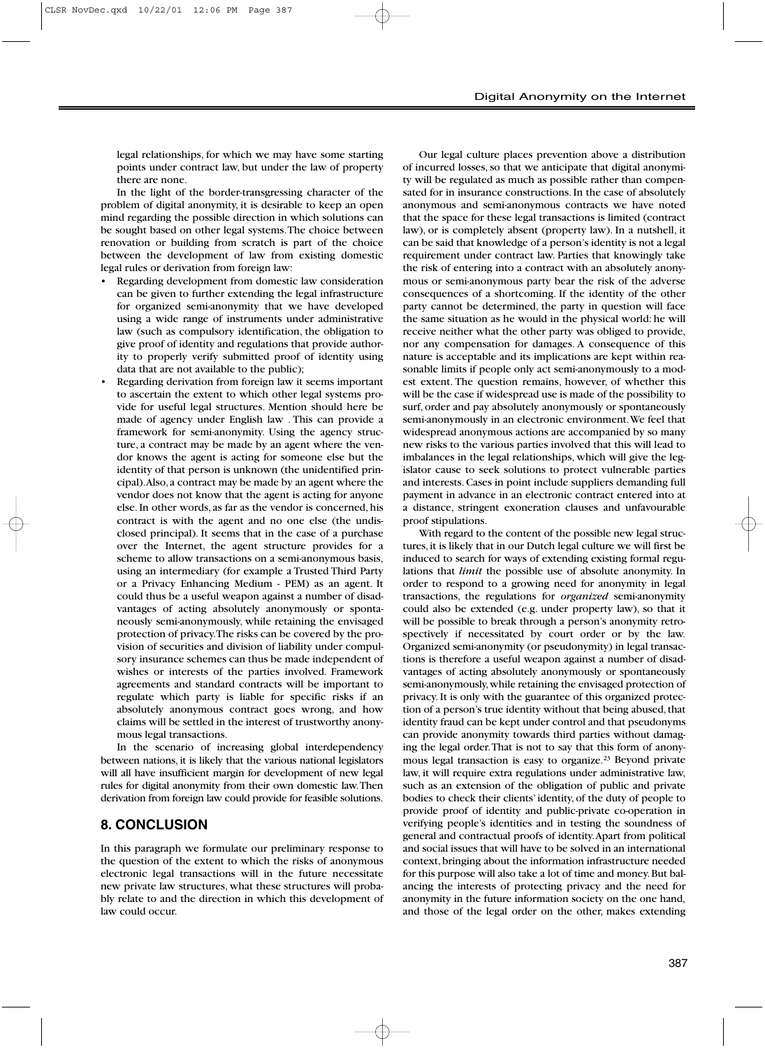legal relationships, for which we may have some starting points under contract law, but under the law of property there are none.

In the light of the border-transgressing character of the problem of digital anonymity, it is desirable to keep an open mind regarding the possible direction in which solutions can be sought based on other legal systems. The choice between renovation or building from scratch is part of the choice between the development of law from existing domestic legal rules or derivation from foreign law:

- Regarding development from domestic law consideration can be given to further extending the legal infrastructure for organized semi-anonymity that we have developed using a wide range of instruments under administrative law (such as compulsory identification, the obligation to give proof of identity and regulations that provide authority to properly verify submitted proof of identity using data that are not available to the public);
- Regarding derivation from foreign law it seems important to ascertain the extent to which other legal systems provide for useful legal structures. Mention should here be made of agency under English law . This can provide a framework for semi-anonymity. Using the agency structure, a contract may be made by an agent where the vendor knows the agent is acting for someone else but the identity of that person is unknown (the unidentified principal). Also, a contract may be made by an agent where the vendor does not know that the agent is acting for anyone else. In other words, as far as the vendor is concerned, his contract is with the agent and no one else (the undisclosed principal). It seems that in the case of a purchase over the Internet, the agent structure provides for a scheme to allow transactions on a semi-anonymous basis, using an intermediary (for example a Trusted Third Party or a Privacy Enhancing Medium - PEM) as an agent. It could thus be a useful weapon against a number of disadvantages of acting absolutely anonymously or spontaneously semi-anonymously, while retaining the envisaged protection of privacy. The risks can be covered by the provision of securities and division of liability under compulsory insurance schemes can thus be made independent of wishes or interests of the parties involved. Framework agreements and standard contracts will be important to regulate which party is liable for specific risks if an absolutely anonymous contract goes wrong, and how claims will be settled in the interest of trustworthy anonymous legal transactions.

In the scenario of increasing global interdependency between nations, it is likely that the various national legislators will all have insufficient margin for development of new legal rules for digital anonymity from their own domestic law. Then derivation from foreign law could provide for feasible solutions.

## 8. CONCLUSION

In this paragraph we formulate our preliminary response to the question of the extent to which the risks of anonymous electronic legal transactions will in the future necessitate new private law structures, what these structures will probably relate to and the direction in which this development of law could occur.

Our legal culture places prevention above a distribution of incurred losses, so that we anticipate that digital anonymity will be regulated as much as possible rather than compensated for in insurance constructions. In the case of absolutely anonymous and semi-anonymous contracts we have noted that the space for these legal transactions is limited (contract law), or is completely absent (property law). In a nutshell, it can be said that knowledge of a person's identity is not a legal requirement under contract law. Parties that knowingly take the risk of entering into a contract with an absolutely anonymous or semi-anonymous party bear the risk of the adverse consequences of a shortcoming. If the identity of the other party cannot be determined, the party in question will face the same situation as he would in the physical world: he will receive neither what the other party was obliged to provide, nor any compensation for damages. A consequence of this nature is acceptable and its implications are kept within reasonable limits if people only act semi-anonymously to a modest extent. The question remains, however, of whether this will be the case if widespread use is made of the possibility to surf, order and pay absolutely anonymously or spontaneously semi-anonymously in an electronic environment. We feel that widespread anonymous actions are accompanied by so many new risks to the various parties involved that this will lead to imbalances in the legal relationships, which will give the legislator cause to seek solutions to protect vulnerable parties and interests. Cases in point include suppliers demanding full payment in advance in an electronic contract entered into at a distance, stringent exoneration clauses and unfavourable proof stipulations.

With regard to the content of the possible new legal structures, it is likely that in our Dutch legal culture we will first be induced to search for ways of extending existing formal regulations that *limit* the possible use of absolute anonymity. In order to respond to a growing need for anonymity in legal transactions, the regulations for *organized* semi-anonymity could also be extended (e.g. under property law), so that it will be possible to break through a person's anonymity retrospectively if necessitated by court order or by the law. Organized semi-anonymity (or pseudonymity) in legal transactions is therefore a useful weapon against a number of disadvantages of acting absolutely anonymously or spontaneously semi-anonymously, while retaining the envisaged protection of privacy. It is only with the guarantee of this organized protection of a person's true identity without that being abused, that identity fraud can be kept under control and that pseudonyms can provide anonymity towards third parties without damaging the legal order. That is not to say that this form of anonymous legal transaction is easy to organize.[23] Beyond private law, it will require extra regulations under administrative law, such as an extension of the obligation of public and private bodies to check their clients' identity, of the duty of people to provide proof of identity and public-private co-operation in verifying people's identities and in testing the soundness of general and contractual proofs of identity. Apart from political and social issues that will have to be solved in an international context, bringing about the information infrastructure needed for this purpose will also take a lot of time and money. But balancing the interests of protecting privacy and the need for anonymity in the future information society on the one hand, and those of the legal order on the other, makes extending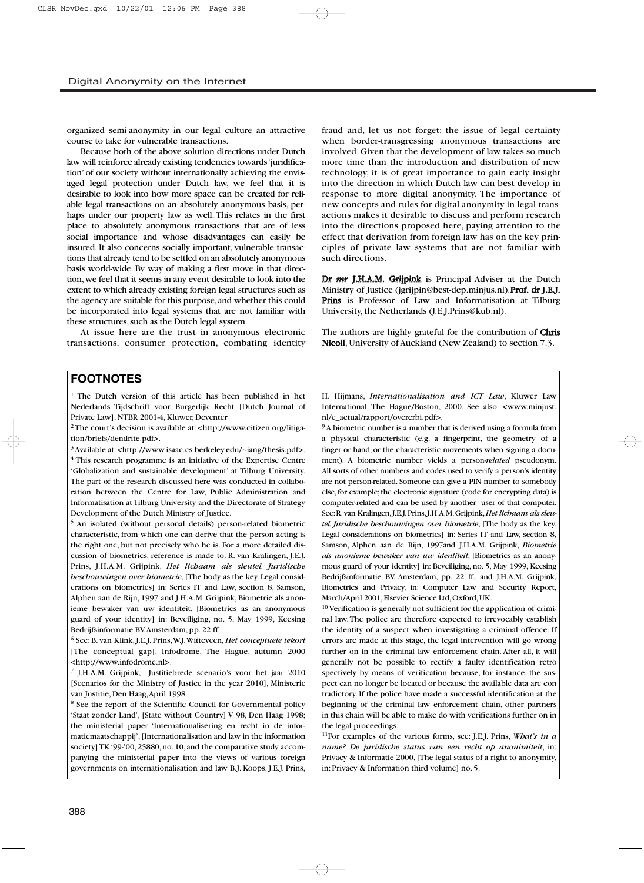organized semi-anonymity in our legal culture an attractive course to take for vulnerable transactions.

Because both of the above solution directions under Dutch law will reinforce already existing tendencies towards 'juridification' of our society without internationally achieving the envisaged legal protection under Dutch law, we feel that it is desirable to look into how more space can be created for reliable legal transactions on an absolutely anonymous basis, perhaps under our property law as well. This relates in the first place to absolutely anonymous transactions that are of less social importance and whose disadvantages can easily be insured. It also concerns socially important, vulnerable transactions that already tend to be settled on an absolutely anonymous basis world-wide. By way of making a first move in that direction, we feel that it seems in any event desirable to look into the extent to which already existing foreign legal structures such as the agency are suitable for this purpose, and whether this could be incorporated into legal systems that are not familiar with these structures, such as the Dutch legal system.

At issue here are the trust in anonymous electronic transactions, consumer protection, combating identity fraud and, let us not forget: the issue of legal certainty when border-transgressing anonymous transactions are involved. Given that the development of law takes so much more time than the introduction and distribution of new technology, it is of great importance to gain early insight into the direction in which Dutch law can best develop in response to more digital anonymity. The importance of new concepts and rules for digital anonymity in legal transactions makes it desirable to discuss and perform research into the directions proposed here, paying attention to the effect that derivation from foreign law has on the key principles of private law systems that are not familiar with such directions.

**Dr mr J.H.A.M. Grijpink** is Principal Adviser at the Dutch Ministry of Justice (jgrijpin@best-dep.minjus.nl). **Prof. dr J.E.J. Prins** is Professor of Law and Informatisation at Tilburg University, the Netherlands (J.E.J.Prins@kub.nl).

The authors are highly grateful for the contribution of **Chris Nicoll**, University of Auckland (New Zealand) to section 7.3.

## FOOTNOTES

[1] The Dutch version of this article has been published in het Nederlands Tijdschrift voor Burgerlijk Recht [Dutch Journal of Private Law], NTBR 2001-4, Kluwer, Deventer

[2] The court's decision is available at: <http://www.citizen.org/litigation/briefs/dendrite.pdf>.

[3] Available at: <http://www.isaac.cs.berkeley.edu/~iang/thesis.pdf>.

[4] This research programme is an initiative of the Expertise Centre 'Globalization and sustainable development' at Tilburg University. The part of the research discussed here was conducted in collaboration between the Centre for Law, Public Administration and Informatisation at Tilburg University and the Directorate of Strategy Development of the Dutch Ministry of Justice.

[5] An isolated (without personal details) person-related biometric characteristic, from which one can derive that the person acting is the right one, but not precisely who he is. For a more detailed discussion of biometrics, reference is made to: R. van Kralingen, J.E.J. Prins, J.H.A.M. Grijpink, *Het lichaam als sleutel. Juridische beschouwingen over biometrie*, [The body as the key. Legal considerations on biometrics] in: Series IT and Law, section 8, Samson, Alphen aan de Rijn, 1997 and J.H.A.M. Grijpink, Biometrie als anonieme bewaker van uw identiteit, [Biometrics as an anonymous guard of your identity] in: Beveiliging, no. 5, May 1999, Keesing Bedrijfsinformatie BV, Amsterdam, pp. 22 ff.

[6] See: B. van Klink, J.E.J. Prins, W.J. Witteveen, *Het conceptuele tekort* [The conceptual gap], Infodrome, The Hague, autumn 2000 <http://www.infodrome.nl>.

[7] J.H.A.M. Grijpink, Justitiebrede scenario's voor het jaar 2010 [Scenarios for the Ministry of Justice in the year 2010], Ministerie van Justitie, Den Haag, April 1998

[8] See the report of the Scientific Council for Governmental policy 'Staat zonder Land', [State without Country] V 98, Den Haag 1998; the ministerial paper 'Internationalisering en recht in de informatiemaatschappij', [Internationalisation and law in the information society] TK '99-'00, 25880, no. 10, and the comparative study accompanying the ministerial paper into the views of various foreign governments on internationalisation and law B.J. Koops, J.E.J. Prins, H. Hijmans, *Internationalisation and ICT Law*, Kluwer Law International, The Hague/Boston, 2000. See also: <www.minjust.nl/c_actual/rapport/overcrbi.pdf>.

[9] A biometric number is a number that is derived using a formula from a physical characteristic (e.g. a fingerprint, the geometry of a finger or hand, or the characteristic movements when signing a document). A biometric number yields a person-*related* pseudonym. All sorts of other numbers and codes used to verify a person's identity are not person-related. Someone can give a PIN number to somebody else, for example; the electronic signature (code for encrypting data) is computer-related and can be used by another user of that computer. See: R. van Kralingen, J.E.J. Prins, J.H.A.M. Grijpink, *Het lichaam als sleutel. Juridische beschouwingen over biometrie*, [The body as the key. Legal considerations on biometrics] in: Series IT and Law, section 8, Samson, Alphen aan de Rijn, 1997and J.H.A.M. Grijpink, *Biometrie als anonieme bewaker van uw identiteit*, [Biometrics as an anonymous guard of your identity] in: Beveiliging, no. 5, May 1999, Keesing Bedrijfsinformatie BV, Amsterdam, pp. 22 ff., and J.H.A.M. Grijpink, Biometrics and Privacy, in: Computer Law and Security Report, March/April 2001, Elsevier Science Ltd, Oxford, UK.

[10] Verification is generally not sufficient for the application of criminal law. The police are therefore expected to irrevocably establish the identity of a suspect when investigating a criminal offence. If errors are made at this stage, the legal intervention will go wrong further on in the criminal law enforcement chain. After all, it will generally not be possible to rectify a faulty identification retro spectively by means of verification because, for instance, the suspect can no longer be located or because the available data are con tradictory. If the police have made a successful identification at the beginning of the criminal law enforcement chain, other partners in this chain will be able to make do with verifications further on in the legal proceedings.

[11] For examples of the various forms, see: J.E.J. Prins, *What's in a name? De juridische status van een recht op anonimiteit*, in: Privacy & Informatie 2000, [The legal status of a right to anonymity, in: Privacy & Information third volume] no. 5.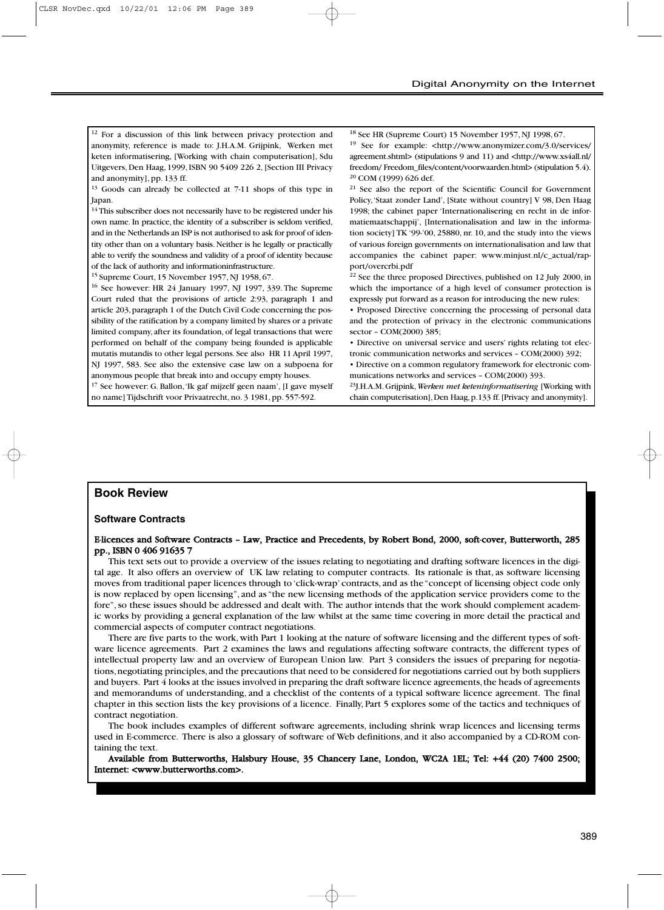[12] For a discussion of this link between privacy protection and anonymity, reference is made to: J.H.A.M. Grijpink, Werken met keten informatisering, [Working with chain computerisation], Sdu Uitgevers, Den Haag, 1999, ISBN 90 5409 226 2, [Section III Privacy and anonymity], pp. 133 ff.

[13] Goods can already be collected at 7-11 shops of this type in Japan.

[14] This subscriber does not necessarily have to be registered under his own name. In practice, the identity of a subscriber is seldom verified, and in the Netherlands an ISP is not authorised to ask for proof of identity other than on a voluntary basis. Neither is he legally or practically able to verify the soundness and validity of a proof of identity because of the lack of authority and informationinfrastructure.

[15] Supreme Court, 15 November 1957, NJ 1958, 67.

[16] See however: HR 24 January 1997, NJ 1997, 339. The Supreme Court ruled that the provisions of article 2:93, paragraph 1 and article 203, paragraph 1 of the Dutch Civil Code concerning the possibility of the ratification by a company limited by shares or a private limited company, after its foundation, of legal transactions that were performed on behalf of the company being founded is applicable mutatis mutandis to other legal persons. See also HR 11 April 1997, NJ 1997, 583. See also the extensive case law on a subpoena for anonymous people that break into and occupy empty houses.

[17] See however: G. Ballon, 'Ik gaf mijzelf geen naam', [I gave myself no name] Tijdschrift voor Privaatrecht, no. 3 1981, pp. 557-592.

[18] See HR (Supreme Court) 15 November 1957, NJ 1998, 67.

[19] See for example: <http://www.anonymizer.com/3.0/services/agreement.shtml> (stipulations 9 and 11) and <http://www.xs4all.nl/freedom/ Freedom_files/content/voorwaarden.html> (stipulation 5.4).

[20] COM (1999) 626 def.

[21] See also the report of the Scientific Council for Government Policy, 'Staat zonder Land', [State without country] V 98, Den Haag 1998; the cabinet paper 'Internationalisering en recht in de informatiemaatschappij', [Internationalisation and law in the information society] TK '99-'00, 25880, nr. 10, and the study into the views of various foreign governments on internationalisation and law that accompanies the cabinet paper: www.minjust.nl/c_actual/rapport/overcrbi.pdf

[22] See the three proposed Directives, published on 12 July 2000, in which the importance of a high level of consumer protection is expressly put forward as a reason for introducing the new rules:

- Proposed Directive concerning the processing of personal data and the protection of privacy in the electronic communications sector – COM(2000) 385;
- Directive on universal service and users' rights relating tot electronic communication networks and services – COM(2000) 392;
- Directive on a common regulatory framework for electronic communications networks and services – COM(2000) 393.

[23] J.H.A.M. Grijpink, *Werken met keteninformatisering* [Working with chain computerisation], Den Haag, p.133 ff. [Privacy and anonymity].

## Book Review

### Software Contracts

**E-licences and Software Contracts – Law, Practice and Precedents, by Robert Bond, 2000, soft-cover, Butterworth, 285 pp., ISBN 0 406 91635 7**

This text sets out to provide a overview of the issues relating to negotiating and drafting software licences in the digital age. It also offers an overview of UK law relating to computer contracts. Its rationale is that, as software licensing moves from traditional paper licences through to 'click-wrap' contracts, and as the "concept of licensing object code only is now replaced by open licensing", and as "the new licensing methods of the application service providers come to the fore", so these issues should be addressed and dealt with. The author intends that the work should complement academic works by providing a general explanation of the law whilst at the same time covering in more detail the practical and commercial aspects of computer contract negotiations.

There are five parts to the work, with Part 1 looking at the nature of software licensing and the different types of software licence agreements. Part 2 examines the laws and regulations affecting software contracts, the different types of intellectual property law and an overview of European Union law. Part 3 considers the issues of preparing for negotiations, negotiating principles, and the precautions that need to be considered for negotiations carried out by both suppliers and buyers. Part 4 looks at the issues involved in preparing the draft software licence agreements, the heads of agreements and memorandums of understanding, and a checklist of the contents of a typical software licence agreement. The final chapter in this section lists the key provisions of a licence. Finally, Part 5 explores some of the tactics and techniques of contract negotiation.

The book includes examples of different software agreements, including shrink wrap licences and licensing terms used in E-commerce. There is also a glossary of software of Web definitions, and it also accompanied by a CD-ROM containing the text.

**Available from Butterworths, Halsbury House, 35 Chancery Lane, London, WC2A 1EL; Tel: +44 (20) 7400 2500; Internet: <www.butterworths.com>.**